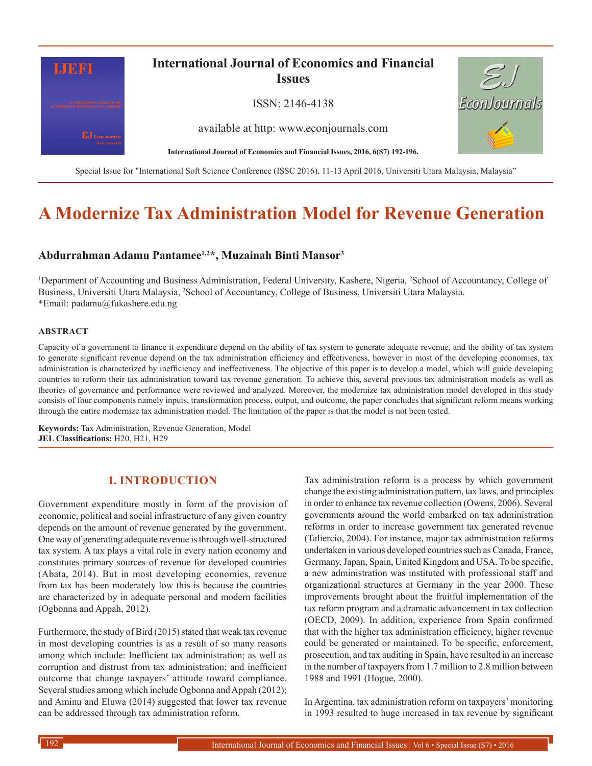# A Modernize Tax Administration Model for Revenue Generation

**Abdurrahman Adamu Pantamee[1,2]*, Muzainah Binti Mansor[3]**

[1]Department of Accounting and Business Administration, Federal University, Kashere, Nigeria, [2]School of Accountancy, College of Business, Universiti Utara Malaysia, [3]School of Accountancy, College of Business, Universiti Utara Malaysia.
*Email: padamu@fukashere.edu.ng

## ABSTRACT

Capacity of a government to finance it expenditure depend on the ability of tax system to generate adequate revenue, and the ability of tax system to generate significant revenue depend on the tax administration efficiency and effectiveness, however in most of the developing economies, tax administration is characterized by inefficiency and ineffectiveness. The objective of this paper is to develop a model, which will guide developing countries to reform their tax administration toward tax revenue generation. To achieve this, several previous tax administration models as well as theories of governance and performance were reviewed and analyzed. Moreover, the modernize tax administration model developed in this study consists of four components namely inputs, transformation process, output, and outcome, the paper concludes that significant reform means working through the entire modernize tax administration model. The limitation of the paper is that the model is not been tested.

**Keywords:** Tax Administration, Revenue Generation, Model
**JEL Classifications:** H20, H21, H29

## 1. INTRODUCTION

Government expenditure mostly in form of the provision of economic, political and social infrastructure of any given country depends on the amount of revenue generated by the government. One way of generating adequate revenue is through well-structured tax system. A tax plays a vital role in every nation economy and constitutes primary sources of revenue for developed countries (Abata, 2014). But in most developing economies, revenue from tax has been moderately low this is because the countries are characterized by in adequate personal and modern facilities (Ogbonna and Appah, 2012).

Furthermore, the study of Bird (2015) stated that weak tax revenue in most developing countries is as a result of so many reasons among which include: Inefficient tax administration; as well as corruption and distrust from tax administration; and inefficient outcome that change taxpayers' attitude toward compliance. Several studies among which include Ogbonna and Appah (2012); and Aminu and Eluwa (2014) suggested that lower tax revenue can be addressed through tax administration reform.

Tax administration reform is a process by which government change the existing administration pattern, tax laws, and principles in order to enhance tax revenue collection (Owens, 2006). Several governments around the world embarked on tax administration reforms in order to increase government tax generated revenue (Taliercio, 2004). For instance, major tax administration reforms undertaken in various developed countries such as Canada, France, Germany, Japan, Spain, United Kingdom and USA. To be specific, a new administration was instituted with professional staff and organizational structures at Germany in the year 2000. These improvements brought about the fruitful implementation of the tax reform program and a dramatic advancement in tax collection (OECD, 2009). In addition, experience from Spain confirmed that with the higher tax administration efficiency, higher revenue could be generated or maintained. To be specific, enforcement, prosecution, and tax auditing in Spain, have resulted in an increase in the number of taxpayers from 1.7 million to 2.8 million between 1988 and 1991 (Hogue, 2000).

In Argentina, tax administration reform on taxpayers' monitoring in 1993 resulted to huge increased in tax revenue by significant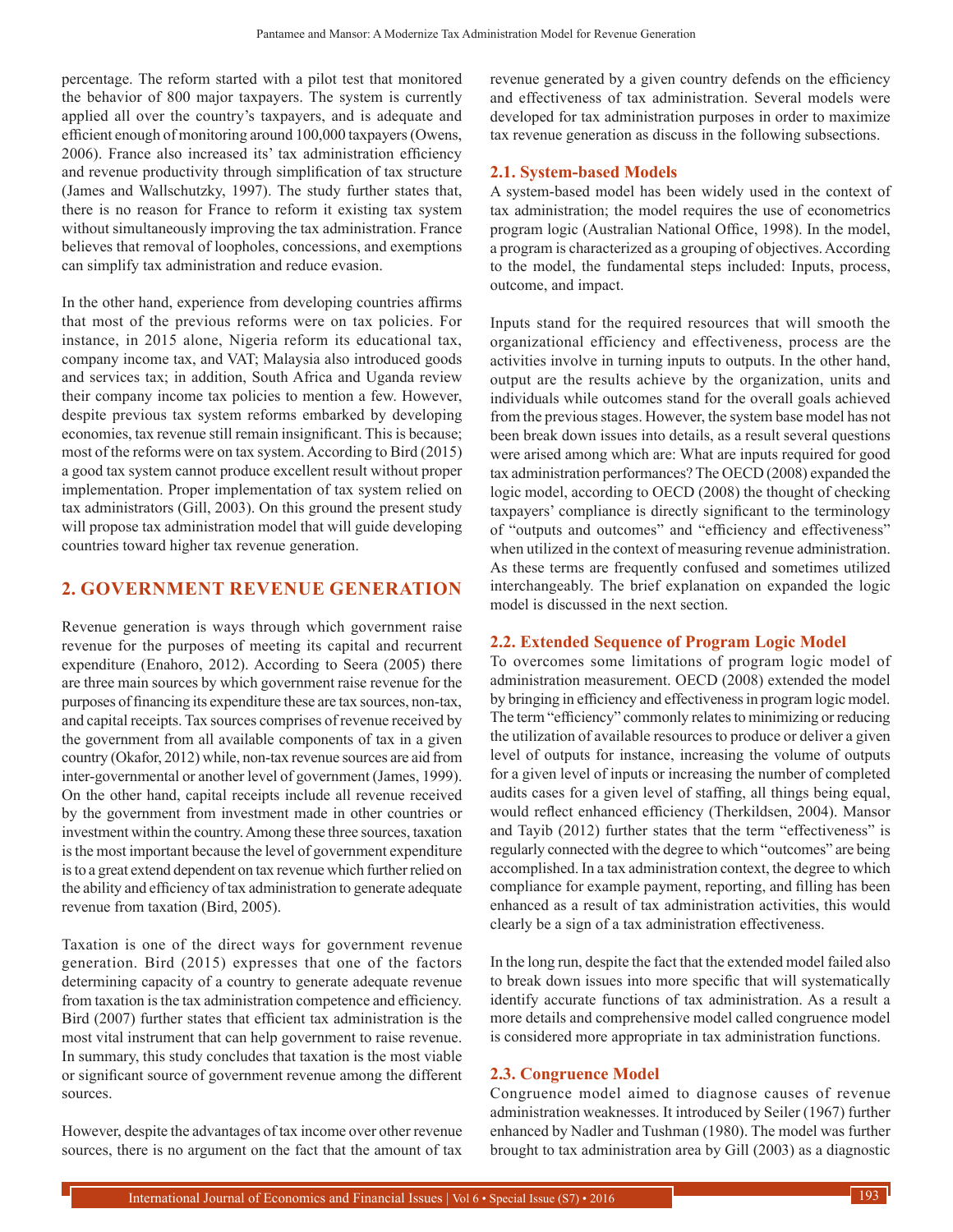percentage. The reform started with a pilot test that monitored the behavior of 800 major taxpayers. The system is currently applied all over the country's taxpayers, and is adequate and efficient enough of monitoring around 100,000 taxpayers (Owens, 2006). France also increased its' tax administration efficiency and revenue productivity through simplification of tax structure (James and Wallschutzky, 1997). The study further states that, there is no reason for France to reform it existing tax system without simultaneously improving the tax administration. France believes that removal of loopholes, concessions, and exemptions can simplify tax administration and reduce evasion.

In the other hand, experience from developing countries affirms that most of the previous reforms were on tax policies. For instance, in 2015 alone, Nigeria reform its educational tax, company income tax, and VAT; Malaysia also introduced goods and services tax; in addition, South Africa and Uganda review their company income tax policies to mention a few. However, despite previous tax system reforms embarked by developing economies, tax revenue still remain insignificant. This is because; most of the reforms were on tax system. According to Bird (2015) a good tax system cannot produce excellent result without proper implementation. Proper implementation of tax system relied on tax administrators (Gill, 2003). On this ground the present study will propose tax administration model that will guide developing countries toward higher tax revenue generation.

## 2. GOVERNMENT REVENUE GENERATION

Revenue generation is ways through which government raise revenue for the purposes of meeting its capital and recurrent expenditure (Enahoro, 2012). According to Seera (2005) there are three main sources by which government raise revenue for the purposes of financing its expenditure these are tax sources, non-tax, and capital receipts. Tax sources comprises of revenue received by the government from all available components of tax in a given country (Okafor, 2012) while, non-tax revenue sources are aid from inter-governmental or another level of government (James, 1999). On the other hand, capital receipts include all revenue received by the government from investment made in other countries or investment within the country. Among these three sources, taxation is the most important because the level of government expenditure is to a great extend dependent on tax revenue which further relied on the ability and efficiency of tax administration to generate adequate revenue from taxation (Bird, 2005).

Taxation is one of the direct ways for government revenue generation. Bird (2015) expresses that one of the factors determining capacity of a country to generate adequate revenue from taxation is the tax administration competence and efficiency. Bird (2007) further states that efficient tax administration is the most vital instrument that can help government to raise revenue. In summary, this study concludes that taxation is the most viable or significant source of government revenue among the different sources.

However, despite the advantages of tax income over other revenue sources, there is no argument on the fact that the amount of tax revenue generated by a given country defends on the efficiency and effectiveness of tax administration. Several models were developed for tax administration purposes in order to maximize tax revenue generation as discuss in the following subsections.

### 2.1. System-based Models

A system-based model has been widely used in the context of tax administration; the model requires the use of econometrics program logic (Australian National Office, 1998). In the model, a program is characterized as a grouping of objectives. According to the model, the fundamental steps included: Inputs, process, outcome, and impact.

Inputs stand for the required resources that will smooth the organizational efficiency and effectiveness, process are the activities involve in turning inputs to outputs. In the other hand, output are the results achieve by the organization, units and individuals while outcomes stand for the overall goals achieved from the previous stages. However, the system base model has not been break down issues into details, as a result several questions were arised among which are: What are inputs required for good tax administration performances? The OECD (2008) expanded the logic model, according to OECD (2008) the thought of checking taxpayers' compliance is directly significant to the terminology of "outputs and outcomes" and "efficiency and effectiveness" when utilized in the context of measuring revenue administration. As these terms are frequently confused and sometimes utilized interchangeably. The brief explanation on expanded the logic model is discussed in the next section.

### 2.2. Extended Sequence of Program Logic Model

To overcomes some limitations of program logic model of administration measurement. OECD (2008) extended the model by bringing in efficiency and effectiveness in program logic model. The term "efficiency" commonly relates to minimizing or reducing the utilization of available resources to produce or deliver a given level of outputs for instance, increasing the volume of outputs for a given level of inputs or increasing the number of completed audits cases for a given level of staffing, all things being equal, would reflect enhanced efficiency (Therkildsen, 2004). Mansor and Tayib (2012) further states that the term "effectiveness" is regularly connected with the degree to which "outcomes" are being accomplished. In a tax administration context, the degree to which compliance for example payment, reporting, and filling has been enhanced as a result of tax administration activities, this would clearly be a sign of a tax administration effectiveness.

In the long run, despite the fact that the extended model failed also to break down issues into more specific that will systematically identify accurate functions of tax administration. As a result a more details and comprehensive model called congruence model is considered more appropriate in tax administration functions.

### 2.3. Congruence Model

Congruence model aimed to diagnose causes of revenue administration weaknesses. It introduced by Seiler (1967) further enhanced by Nadler and Tushman (1980). The model was further brought to tax administration area by Gill (2003) as a diagnostic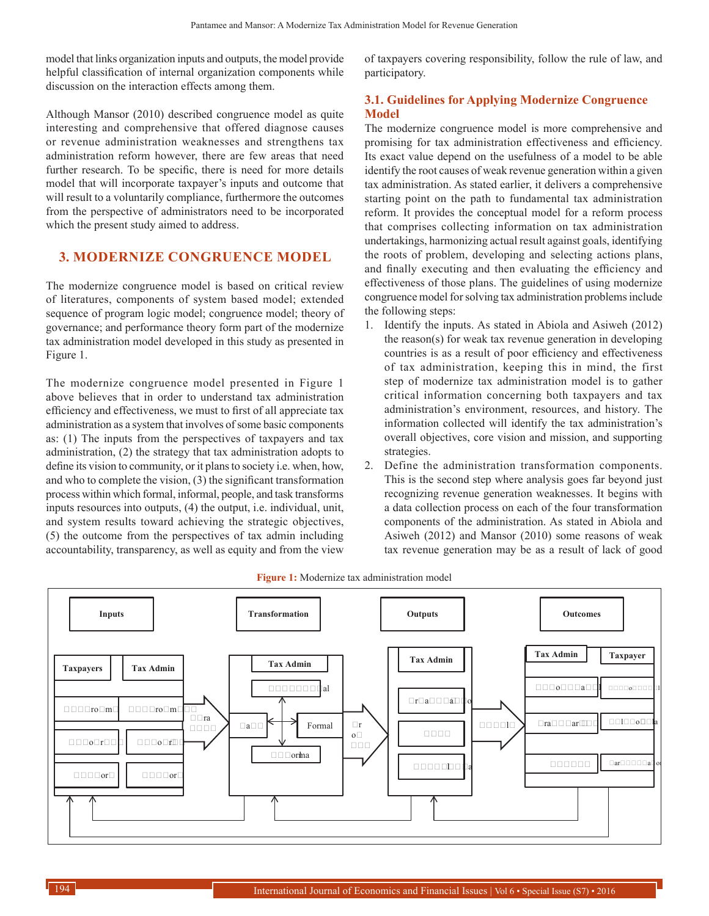model that links organization inputs and outputs, the model provide helpful classification of internal organization components while discussion on the interaction effects among them.

Although Mansor (2010) described congruence model as quite interesting and comprehensive that offered diagnose causes or revenue administration weaknesses and strengthens tax administration reform however, there are few areas that need further research. To be specific, there is need for more details model that will incorporate taxpayer's inputs and outcome that will result to a voluntarily compliance, furthermore the outcomes from the perspective of administrators need to be incorporated which the present study aimed to address.

## 3. MODERNIZE CONGRUENCE MODEL

The modernize congruence model is based on critical review of literatures, components of system based model; extended sequence of program logic model; congruence model; theory of governance; and performance theory form part of the modernize tax administration model developed in this study as presented in Figure 1.

The modernize congruence model presented in Figure 1 above believes that in order to understand tax administration efficiency and effectiveness, we must to first of all appreciate tax administration as a system that involves of some basic components as: (1) The inputs from the perspectives of taxpayers and tax administration, (2) the strategy that tax administration adopts to define its vision to community, or it plans to society i.e. when, how, and who to complete the vision, (3) the significant transformation process within which formal, informal, people, and task transforms inputs resources into outputs, (4) the output, i.e. individual, unit, and system results toward achieving the strategic objectives, (5) the outcome from the perspectives of tax admin including accountability, transparency, as well as equity and from the view of taxpayers covering responsibility, follow the rule of law, and participatory.

### 3.1. Guidelines for Applying Modernize Congruence Model

The modernize congruence model is more comprehensive and promising for tax administration effectiveness and efficiency. Its exact value depend on the usefulness of a model to be able identify the root causes of weak revenue generation within a given tax administration. As stated earlier, it delivers a comprehensive starting point on the path to fundamental tax administration reform. It provides the conceptual model for a reform process that comprises collecting information on tax administration undertakings, harmonizing actual result against goals, identifying the roots of problem, developing and selecting actions plans, and finally executing and then evaluating the efficiency and effectiveness of those plans. The guidelines of using modernize congruence model for solving tax administration problems include the following steps:

1. Identify the inputs. As stated in Abiola and Asiweh (2012) the reason(s) for weak tax revenue generation in developing countries is as a result of poor efficiency and effectiveness of tax administration, keeping this in mind, the first step of modernize tax administration model is to gather critical information concerning both taxpayers and tax administration's environment, resources, and history. The information collected will identify the tax administration's overall objectives, core vision and mission, and supporting strategies.
2. Define the administration transformation components. This is the second step where analysis goes far beyond just recognizing revenue generation weaknesses. It begins with a data collection process on each of the four transformation components of the administration. As stated in Abiola and Asiweh (2012) and Mansor (2010) some reasons of weak tax revenue generation may be as a result of lack of good

**Figure 1:** Modernize tax administration model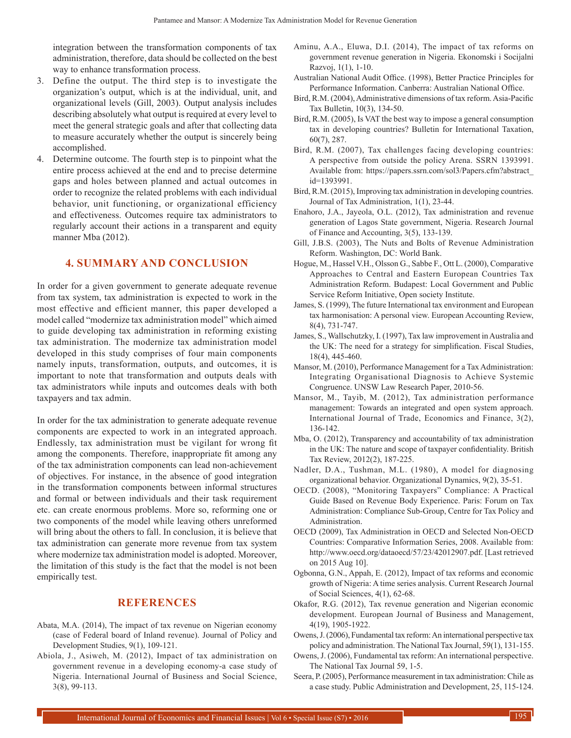integration between the transformation components of tax administration, therefore, data should be collected on the best way to enhance transformation process.

3. Define the output. The third step is to investigate the organization's output, which is at the individual, unit, and organizational levels (Gill, 2003). Output analysis includes describing absolutely what output is required at every level to meet the general strategic goals and after that collecting data to measure accurately whether the output is sincerely being accomplished.
4. Determine outcome. The fourth step is to pinpoint what the entire process achieved at the end and to precise determine gaps and holes between planned and actual outcomes in order to recognize the related problems with each individual behavior, unit functioning, or organizational efficiency and effectiveness. Outcomes require tax administrators to regularly account their actions in a transparent and equity manner Mba (2012).

## 4. SUMMARY AND CONCLUSION

In order for a given government to generate adequate revenue from tax system, tax administration is expected to work in the most effective and efficient manner, this paper developed a model called "modernize tax administration model" which aimed to guide developing tax administration in reforming existing tax administration. The modernize tax administration model developed in this study comprises of four main components namely inputs, transformation, outputs, and outcomes, it is important to note that transformation and outputs deals with tax administrators while inputs and outcomes deals with both taxpayers and tax admin.

In order for the tax administration to generate adequate revenue components are expected to work in an integrated approach. Endlessly, tax administration must be vigilant for wrong fit among the components. Therefore, inappropriate fit among any of the tax administration components can lead non-achievement of objectives. For instance, in the absence of good integration in the transformation components between informal structures and formal or between individuals and their task requirement etc. can create enormous problems. More so, reforming one or two components of the model while leaving others unreformed will bring about the others to fall. In conclusion, it is believe that tax administration can generate more revenue from tax system where modernize tax administration model is adopted. Moreover, the limitation of this study is the fact that the model is not been empirically test.

## REFERENCES

Abata, M.A. (2014), The impact of tax revenue on Nigerian economy (case of Federal board of Inland revenue). Journal of Policy and Development Studies, 9(1), 109-121.

Abiola, J., Asiweh, M. (2012), Impact of tax administration on government revenue in a developing economy-a case study of Nigeria. International Journal of Business and Social Science, 3(8), 99-113.

Aminu, A.A., Eluwa, D.I. (2014), The impact of tax reforms on government revenue generation in Nigeria. Ekonomski i Socijalni Razvoj, 1(1), 1-10.

Australian National Audit Office. (1998), Better Practice Principles for Performance Information. Canberra: Australian National Office.

Bird, R.M. (2004), Administrative dimensions of tax reform. Asia-Pacific Tax Bulletin, 10(3), 134-50.

Bird, R.M. (2005), Is VAT the best way to impose a general consumption tax in developing countries? Bulletin for International Taxation, 60(7), 287.

Bird, R.M. (2007), Tax challenges facing developing countries: A perspective from outside the policy Arena. SSRN 1393991. Available from: https://papers.ssrn.com/sol3/Papers.cfm?abstract_id=1393991.

Bird, R.M. (2015), Improving tax administration in developing countries. Journal of Tax Administration, 1(1), 23-44.

Enahoro, J.A., Jayeola, O.L. (2012), Tax administration and revenue generation of Lagos State government, Nigeria. Research Journal of Finance and Accounting, 3(5), 133-139.

Gill, J.B.S. (2003), The Nuts and Bolts of Revenue Administration Reform. Washington, DC: World Bank.

Hogue, M., Hassel V.H., Olsson G., Sabbe F., Ott L. (2000), Comparative Approaches to Central and Eastern European Countries Tax Administration Reform. Budapest: Local Government and Public Service Reform Initiative, Open society Institute.

James, S. (1999), The future International tax environment and European tax harmonisation: A personal view. European Accounting Review, 8(4), 731-747.

James, S., Wallschutzky, I. (1997), Tax law improvement in Australia and the UK: The need for a strategy for simplification. Fiscal Studies, 18(4), 445-460.

Mansor, M. (2010), Performance Management for a Tax Administration: Integrating Organisational Diagnosis to Achieve Systemic Congruence. UNSW Law Research Paper, 2010-56.

Mansor, M., Tayib, M. (2012), Tax administration performance management: Towards an integrated and open system approach. International Journal of Trade, Economics and Finance, 3(2), 136-142.

Mba, O. (2012), Transparency and accountability of tax administration in the UK: The nature and scope of taxpayer confidentiality. British Tax Review, 2012(2), 187-225.

Nadler, D.A., Tushman, M.L. (1980), A model for diagnosing organizational behavior. Organizational Dynamics, 9(2), 35-51.

OECD. (2008), "Monitoring Taxpayers" Compliance: A Practical Guide Based on Revenue Body Experience. Paris: Forum on Tax Administration: Compliance Sub-Group, Centre for Tax Policy and Administration.

OECD (2009), Tax Administration in OECD and Selected Non-OECD Countries: Comparative Information Series, 2008. Available from: http://www.oecd.org/dataoecd/57/23/42012907.pdf. [Last retrieved on 2015 Aug 10].

Ogbonna, G.N., Appah, E. (2012), Impact of tax reforms and economic growth of Nigeria: A time series analysis. Current Research Journal of Social Sciences, 4(1), 62-68.

Okafor, R.G. (2012), Tax revenue generation and Nigerian economic development. European Journal of Business and Management, 4(19), 1905-1922.

Owens, J. (2006), Fundamental tax reform: An international perspective tax policy and administration. The National Tax Journal, 59(1), 131-155.

Owens, J. (2006), Fundamental tax reform: An international perspective. The National Tax Journal 59, 1-5.

Seera, P. (2005), Performance measurement in tax administration: Chile as a case study. Public Administration and Development, 25, 115-124.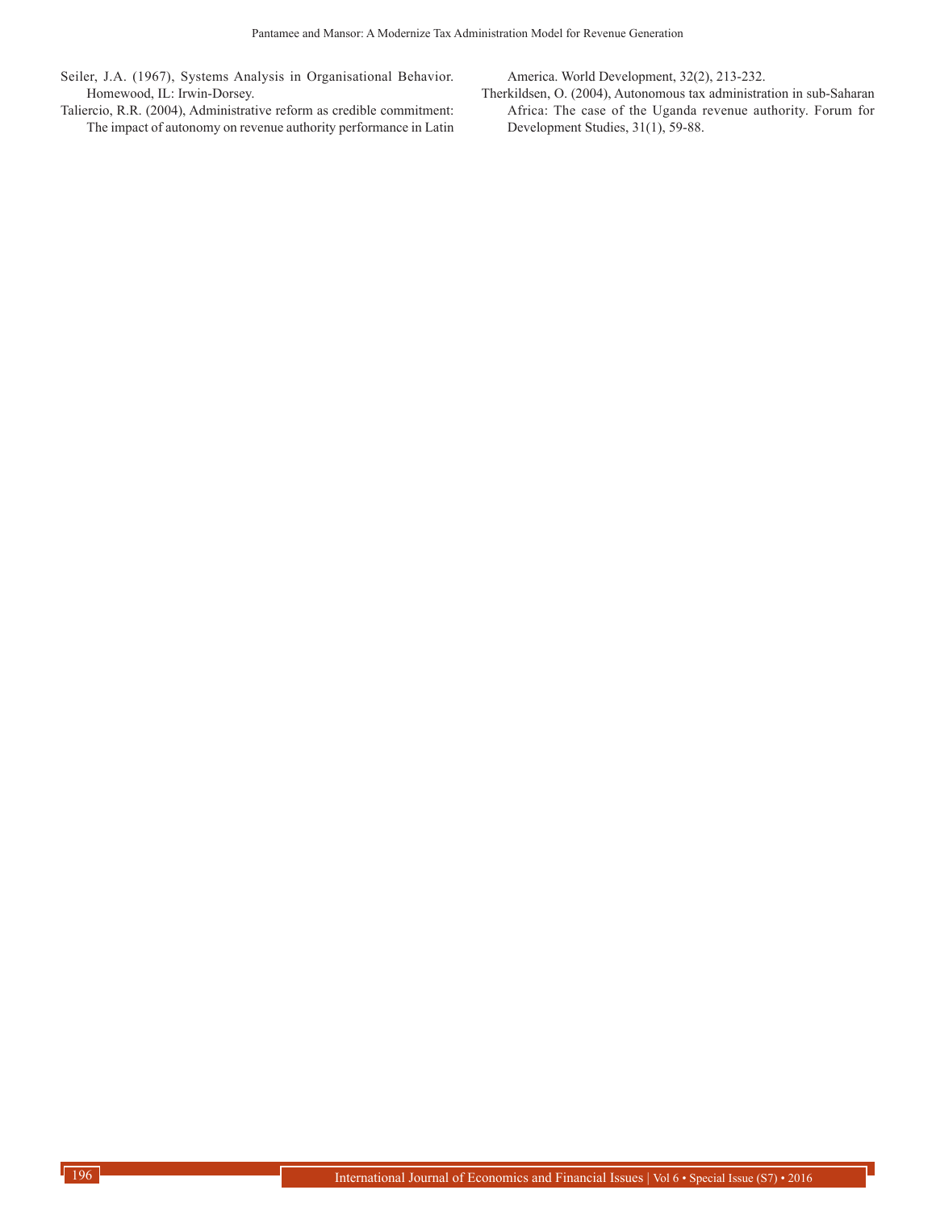Seiler, J.A. (1967), Systems Analysis in Organisational Behavior. Homewood, IL: Irwin-Dorsey.

Taliercio, R.R. (2004), Administrative reform as credible commitment: The impact of autonomy on revenue authority performance in Latin America. World Development, 32(2), 213-232.

Therkildsen, O. (2004), Autonomous tax administration in sub-Saharan Africa: The case of the Uganda revenue authority. Forum for Development Studies, 31(1), 59-88.